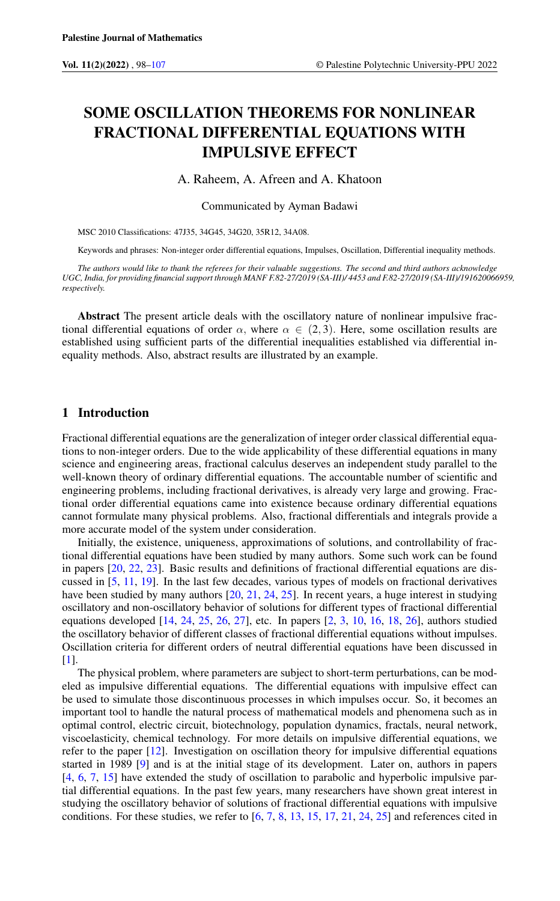# SOME OSCILLATION THEOREMS FOR NONLINEAR FRACTIONAL DIFFERENTIAL EQUATIONS WITH IMPULSIVE EFFECT

A. Raheem, A. Afreen and A. Khatoon

Communicated by Ayman Badawi

MSC 2010 Classifications: 47J35, 34G45, 34G20, 35R12, 34A08.

Keywords and phrases: Non-integer order differential equations, Impulses, Oscillation, Differential inequality methods.

*The authors would like to thank the referees for their valuable suggestions. The second and third authors acknowledge UGC, India, for providing financial support through MANF F.82-27/2019 (SA-III)/ 4453 and F.82-27/2019 (SA-III)/191620066959, respectively.*

**Abstract** The present article deals with the oscillatory nature of nonlinear impulsive fractional differential equations of order $\alpha$, where $\alpha \in (2,3)$. Here, some oscillation results are established using sufficient parts of the differential inequalities established via differential inequality methods. Also, abstract results are illustrated by an example.

## 1 Introduction

Fractional differential equations are the generalization of integer order classical differential equations to non-integer orders. Due to the wide applicability of these differential equations in many science and engineering areas, fractional calculus deserves an independent study parallel to the well-known theory of ordinary differential equations. The accountable number of scientific and engineering problems, including fractional derivatives, is already very large and growing. Fractional order differential equations came into existence because ordinary differential equations cannot formulate many physical problems. Also, fractional differentials and integrals provide a more accurate model of the system under consideration.

Initially, the existence, uniqueness, approximations of solutions, and controllability of fractional differential equations have been studied by many authors. Some such work can be found in papers [20, 22, 23]. Basic results and definitions of fractional differential equations are discussed in [5, 11, 19]. In the last few decades, various types of models on fractional derivatives have been studied by many authors [20, 21, 24, 25]. In recent years, a huge interest in studying oscillatory and non-oscillatory behavior of solutions for different types of fractional differential equations developed [14, 24, 25, 26, 27], etc. In papers [2, 3, 10, 16, 18, 26], authors studied the oscillatory behavior of different classes of fractional differential equations without impulses. Oscillation criteria for different orders of neutral differential equations have been discussed in [1].

The physical problem, where parameters are subject to short-term perturbations, can be modeled as impulsive differential equations. The differential equations with impulsive effect can be used to simulate those discontinuous processes in which impulses occur. So, it becomes an important tool to handle the natural process of mathematical models and phenomena such as in optimal control, electric circuit, biotechnology, population dynamics, fractals, neural network, viscoelasticity, chemical technology. For more details on impulsive differential equations, we refer to the paper [12]. Investigation on oscillation theory for impulsive differential equations started in 1989 [9] and is at the initial stage of its development. Later on, authors in papers [4, 6, 7, 15] have extended the study of oscillation to parabolic and hyperbolic impulsive partial differential equations. In the past few years, many researchers have shown great interest in studying the oscillatory behavior of solutions of fractional differential equations with impulsive conditions. For these studies, we refer to [6, 7, 8, 13, 15, 17, 21, 24, 25] and references cited in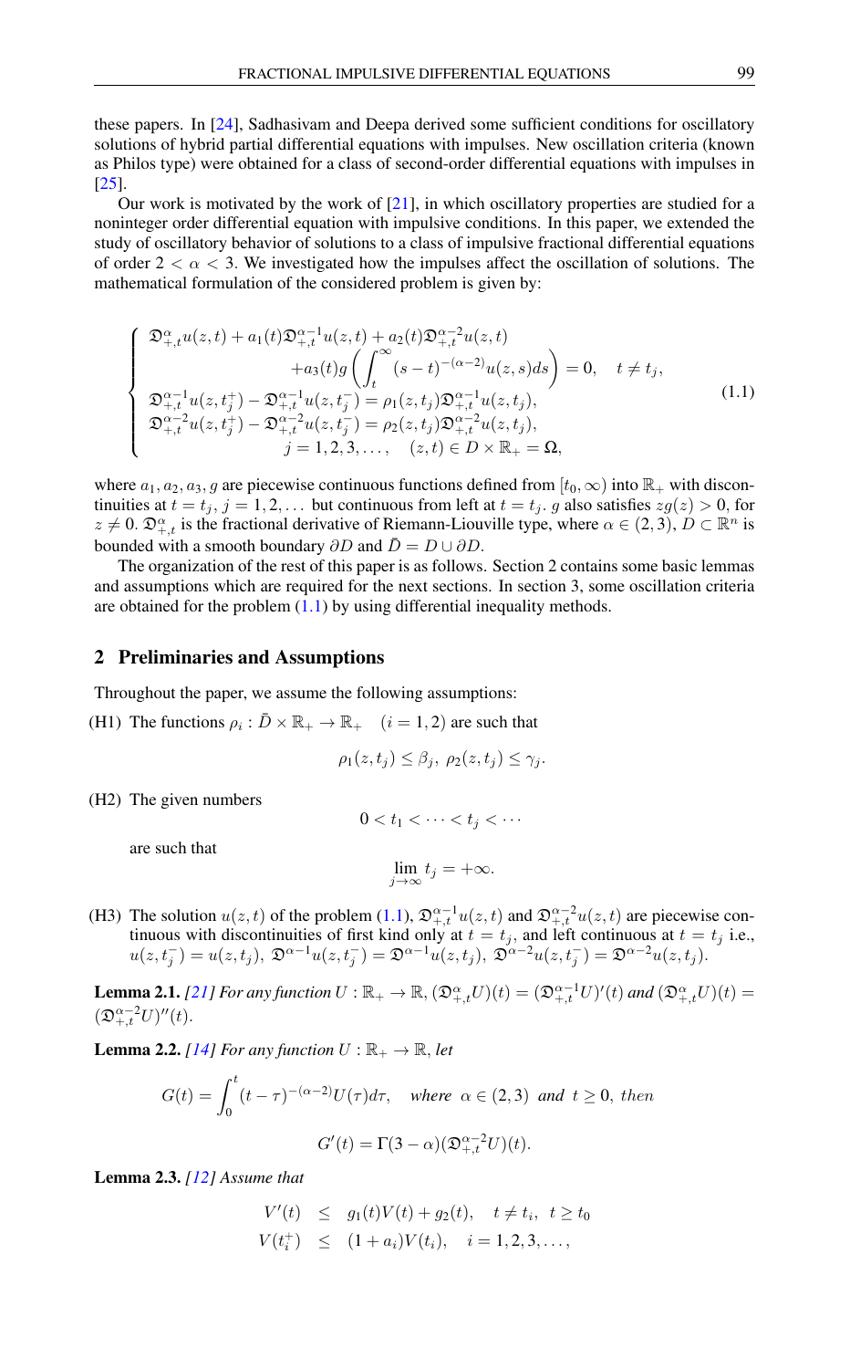these papers. In [24], Sadhasivam and Deepa derived some sufficient conditions for oscillatory solutions of hybrid partial differential equations with impulses. New oscillation criteria (known as Philos type) were obtained for a class of second-order differential equations with impulses in [25].

Our work is motivated by the work of [21], in which oscillatory properties are studied for a noninteger order differential equation with impulsive conditions. In this paper, we extended the study of oscillatory behavior of solutions to a class of impulsive fractional differential equations of order $2 < \alpha < 3$. We investigated how the impulses affect the oscillation of solutions. The mathematical formulation of the considered problem is given by:

$$
\begin{cases}
\mathfrak{D}^{\alpha}_{+,t}u(z,t) + a_1(t)\mathfrak{D}^{\alpha-1}_{+,t}u(z,t) + a_2(t)\mathfrak{D}^{\alpha-2}_{+,t}u(z,t) \\
\qquad\qquad + a_3(t)g\left(\displaystyle\int_t^{\infty}(s-t)^{-(\alpha-2)}u(z,s)ds\right) = 0, \quad t \neq t_j, \\
\mathfrak{D}^{\alpha-1}_{+,t}u(z,t_j^+) - \mathfrak{D}^{\alpha-1}_{+,t}u(z,t_j^-) = \rho_1(z,t_j)\mathfrak{D}^{\alpha-1}_{+,t}u(z,t_j), \\
\mathfrak{D}^{\alpha-2}_{+,t}u(z,t_j^+) - \mathfrak{D}^{\alpha-2}_{+,t}u(z,t_j^-) = \rho_2(z,t_j)\mathfrak{D}^{\alpha-2}_{+,t}u(z,t_j), \\
\qquad\qquad j = 1,2,3,\ldots, \quad (z,t) \in D \times \mathbb{R}_+ = \Omega,
\end{cases}
\tag{1.1}
$$

where $a_1, a_2, a_3, g$ are piecewise continuous functions defined from $[t_0, \infty)$ into $\mathbb{R}_+$ with discontinuities at $t = t_j$, $j = 1, 2, \ldots$ but continuous from left at $t = t_j$. $g$ also satisfies $zg(z) > 0$, for $z \neq 0$. $\mathfrak{D}^{\alpha}_{+,t}$ is the fractional derivative of Riemann-Liouville type, where $\alpha \in (2,3)$, $D \subset \mathbb{R}^n$ is bounded with a smooth boundary $\partial D$ and $\bar{D} = D \cup \partial D$.

The organization of the rest of this paper is as follows. Section 2 contains some basic lemmas and assumptions which are required for the next sections. In section 3, some oscillation criteria are obtained for the problem (1.1) by using differential inequality methods.

## 2 Preliminaries and Assumptions

Throughout the paper, we assume the following assumptions:

(H1) The functions $\rho_i : \bar{D} \times \mathbb{R}_+ \to \mathbb{R}_+ \quad (i = 1, 2)$ are such that

$$\rho_1(z,t_j) \leq \beta_j, \ \rho_2(z,t_j) \leq \gamma_j.$$

(H2) The given numbers

$$0 < t_1 < \cdots < t_j < \cdots$$

are such that

$$\lim_{j\to\infty} t_j = +\infty.$$

(H3) The solution $u(z,t)$ of the problem (1.1), $\mathfrak{D}^{\alpha-1}_{+,t}u(z,t)$ and $\mathfrak{D}^{\alpha-2}_{+,t}u(z,t)$ are piecewise continuous with discontinuities of first kind only at $t = t_j$, and left continuous at $t = t_j$ i.e., $u(z,t_j^-) = u(z,t_j)$, $\mathfrak{D}^{\alpha-1}u(z,t_j^-) = \mathfrak{D}^{\alpha-1}u(z,t_j)$, $\mathfrak{D}^{\alpha-2}u(z,t_j^-) = \mathfrak{D}^{\alpha-2}u(z,t_j)$.

**Lemma 2.1.** *[21] For any function $U : \mathbb{R}_+ \to \mathbb{R}$, $(\mathfrak{D}^{\alpha}_{+,t}U)(t) = (\mathfrak{D}^{\alpha-1}_{+,t}U)'(t)$ and $(\mathfrak{D}^{\alpha}_{+,t}U)(t) = (\mathfrak{D}^{\alpha-2}_{+,t}U)''(t)$.*

**Lemma 2.2.** *[14] For any function $U : \mathbb{R}_+ \to \mathbb{R}$, let*

$$G(t) = \int_0^t (t-\tau)^{-(\alpha-2)}U(\tau)d\tau, \quad \textit{where} \ \ \alpha \in (2,3) \ \ \textit{and} \ \ t \geq 0, \ \textit{then}$$

$$G'(t) = \Gamma(3-\alpha)(\mathfrak{D}^{\alpha-2}_{+,t}U)(t).$$

**Lemma 2.3.** *[12] Assume that*

$$
\begin{aligned}
V'(t) &\leq g_1(t)V(t) + g_2(t), \quad t \neq t_i, \ \ t \geq t_0 \\
V(t_i^+) &\leq (1 + a_i)V(t_i), \quad i = 1, 2, 3, \ldots,
\end{aligned}
$$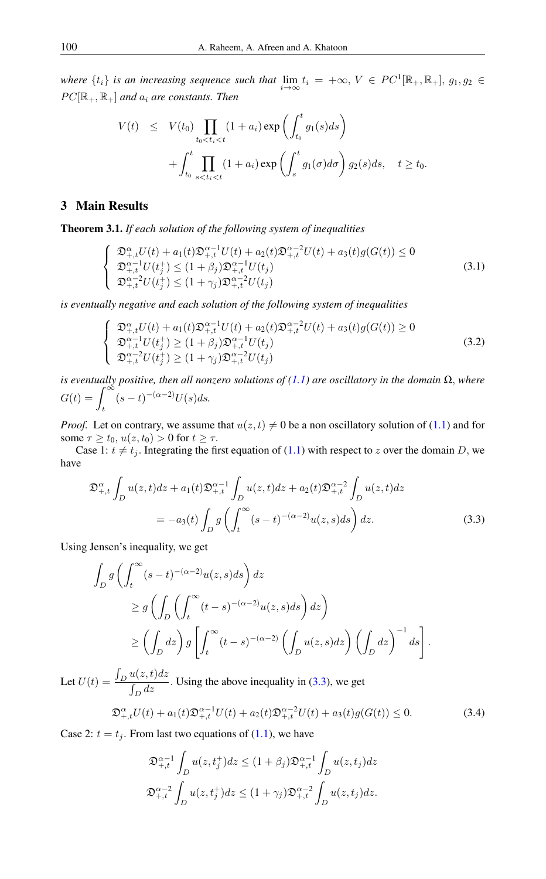*where* $\{t_i\}$ *is an increasing sequence such that* $\lim_{i\to\infty} t_i = +\infty$, $V \in PC^1[\mathbb{R}_+, \mathbb{R}_+]$, $g_1, g_2 \in PC[\mathbb{R}_+, \mathbb{R}_+]$ *and* $a_i$ *are constants. Then*

$$
\begin{aligned}
V(t) &\leq V(t_0) \prod_{t_0 < t_i < t} (1 + a_i) \exp\left(\int_{t_0}^{t} g_1(s) ds\right) \\
&\quad + \int_{t_0}^{t} \prod_{s < t_i < t} (1 + a_i) \exp\left(\int_{s}^{t} g_1(\sigma) d\sigma\right) g_2(s) ds, \quad t \geq t_0.
\end{aligned}
$$

## 3 Main Results

**Theorem 3.1.** *If each solution of the following system of inequalities*

$$
\left\{
\begin{array}{l}
\mathfrak{D}^{\alpha}_{+,t} U(t) + a_1(t) \mathfrak{D}^{\alpha-1}_{+,t} U(t) + a_2(t) \mathfrak{D}^{\alpha-2}_{+,t} U(t) + a_3(t) g(G(t)) \leq 0 \\
\mathfrak{D}^{\alpha-1}_{+,t} U(t_j^+) \leq (1 + \beta_j) \mathfrak{D}^{\alpha-1}_{+,t} U(t_j) \\
\mathfrak{D}^{\alpha-2}_{+,t} U(t_j^+) \leq (1 + \gamma_j) \mathfrak{D}^{\alpha-2}_{+,t} U(t_j)
\end{array}
\right. \tag{3.1}
$$

*is eventually negative and each solution of the following system of inequalities*

$$
\left\{
\begin{array}{l}
\mathfrak{D}^{\alpha}_{+,t} U(t) + a_1(t) \mathfrak{D}^{\alpha-1}_{+,t} U(t) + a_2(t) \mathfrak{D}^{\alpha-2}_{+,t} U(t) + a_3(t) g(G(t)) \geq 0 \\
\mathfrak{D}^{\alpha-1}_{+,t} U(t_j^+) \geq (1 + \beta_j) \mathfrak{D}^{\alpha-1}_{+,t} U(t_j) \\
\mathfrak{D}^{\alpha-2}_{+,t} U(t_j^+) \geq (1 + \gamma_j) \mathfrak{D}^{\alpha-2}_{+,t} U(t_j)
\end{array}
\right. \tag{3.2}
$$

*is eventually positive, then all nonzero solutions of (1.1) are oscillatory in the domain* $\Omega$, *where* $G(t) = \displaystyle\int_t^{\infty} (s - t)^{-(\alpha-2)} U(s) ds.$

*Proof.* Let on contrary, we assume that $u(z, t) \neq 0$ be a non oscillatory solution of (1.1) and for some $\tau \geq t_0$, $u(z, t_0) > 0$ for $t \geq \tau$.

Case 1: $t \neq t_j$. Integrating the first equation of (1.1) with respect to $z$ over the domain $D$, we have

$$
\begin{aligned}
\mathfrak{D}^{\alpha}_{+,t} \int_D u(z,t) dz &+ a_1(t) \mathfrak{D}^{\alpha-1}_{+,t} \int_D u(z,t) dz + a_2(t) \mathfrak{D}^{\alpha-2}_{+,t} \int_D u(z,t) dz \\
&= -a_3(t) \int_D g\left(\int_t^{\infty} (s - t)^{-(\alpha-2)} u(z, s) ds\right) dz.
\end{aligned} \tag{3.3}
$$

Using Jensen's inequality, we get

$$
\begin{aligned}
&\int_D g\left(\int_t^{\infty} (s - t)^{-(\alpha-2)} u(z, s) ds\right) dz \\
&\quad \geq g\left(\int_D \left(\int_t^{\infty} (t - s)^{-(\alpha-2)} u(z, s) ds\right) dz\right) \\
&\quad \geq \left(\int_D dz\right) g\left[\int_t^{\infty} (t - s)^{-(\alpha-2)} \left(\int_D u(z, s) dz\right) \left(\int_D dz\right)^{-1} ds\right].
\end{aligned}
$$

Let $U(t) = \dfrac{\int_D u(z,t) dz}{\int_D dz}$. Using the above inequality in (3.3), we get

$$
\mathfrak{D}^{\alpha}_{+,t} U(t) + a_1(t) \mathfrak{D}^{\alpha-1}_{+,t} U(t) + a_2(t) \mathfrak{D}^{\alpha-2}_{+,t} U(t) + a_3(t) g(G(t)) \leq 0. \tag{3.4}
$$

Case 2: $t = t_j$. From last two equations of (1.1), we have

$$
\begin{aligned}
\mathfrak{D}^{\alpha-1}_{+,t} \int_D u(z, t_j^+) dz &\leq (1 + \beta_j) \mathfrak{D}^{\alpha-1}_{+,t} \int_D u(z, t_j) dz \\
\mathfrak{D}^{\alpha-2}_{+,t} \int_D u(z, t_j^+) dz &\leq (1 + \gamma_j) \mathfrak{D}^{\alpha-2}_{+,t} \int_D u(z, t_j) dz.
\end{aligned}
$$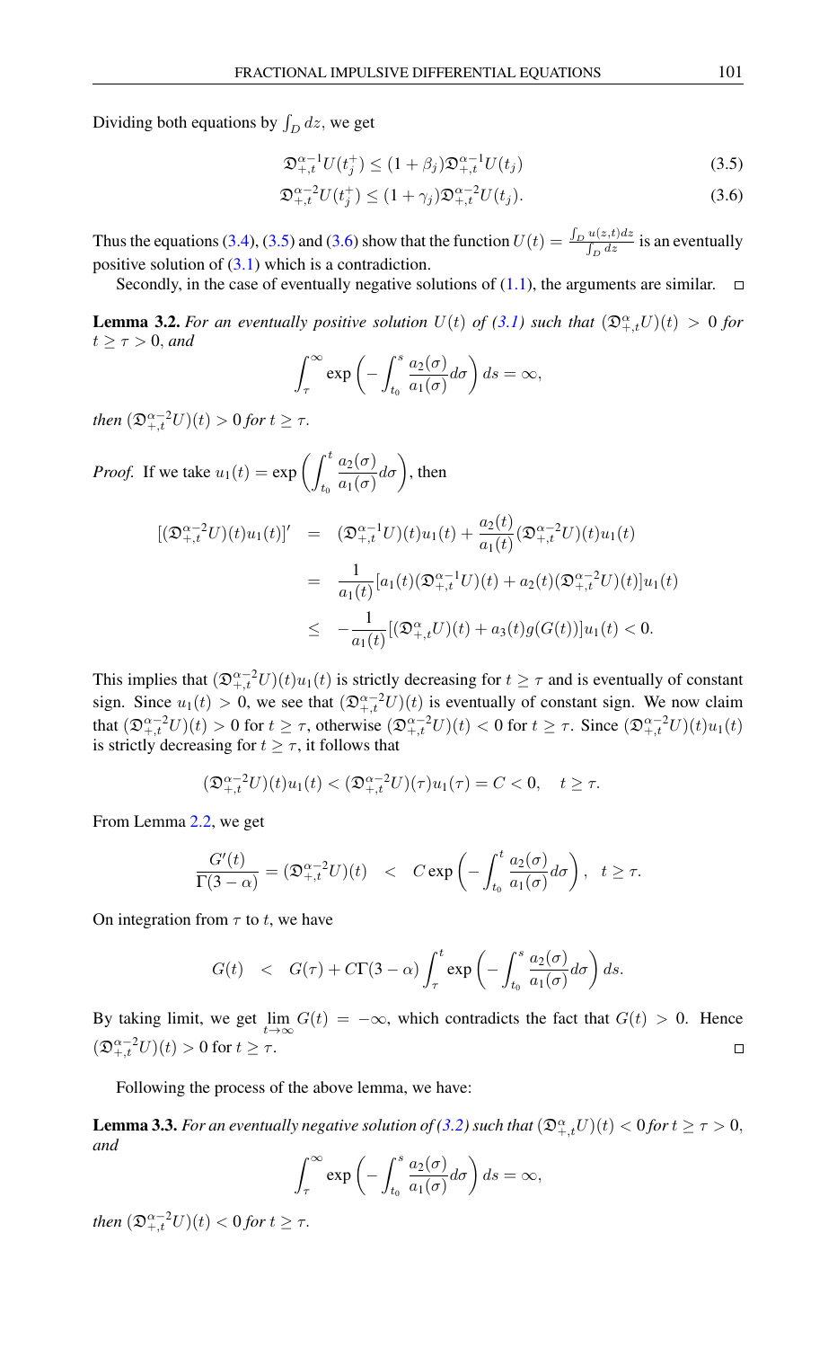Dividing both equations by $\int_D dz$, we get

$$\mathfrak{D}_{+,t}^{\alpha-1}U(t_j^+) \leq (1+\beta_j)\mathfrak{D}_{+,t}^{\alpha-1}U(t_j) \tag{3.5}$$

$$\mathfrak{D}_{+,t}^{\alpha-2}U(t_j^+) \leq (1+\gamma_j)\mathfrak{D}_{+,t}^{\alpha-2}U(t_j). \tag{3.6}$$

Thus the equations (3.4), (3.5) and (3.6) show that the function $U(t) = \frac{\int_D u(z,t)dz}{\int_D dz}$ is an eventually positive solution of (3.1) which is a contradiction.

Secondly, in the case of eventually negative solutions of (1.1), the arguments are similar. □

**Lemma 3.2.** *For an eventually positive solution $U(t)$ of (3.1) such that $(\mathfrak{D}_{+,t}^{\alpha}U)(t) > 0$ for $t \geq \tau > 0$, and*

$$\int_{\tau}^{\infty} \exp\left(-\int_{t_0}^{s} \frac{a_2(\sigma)}{a_1(\sigma)} d\sigma\right) ds = \infty,$$

*then $(\mathfrak{D}_{+,t}^{\alpha-2}U)(t) > 0$ for $t \geq \tau$.*

*Proof.* If we take $u_1(t) = \exp\left(\int_{t_0}^{t} \frac{a_2(\sigma)}{a_1(\sigma)} d\sigma\right)$, then

$$\begin{aligned}
[(\mathfrak{D}_{+,t}^{\alpha-2}U)(t)u_1(t)]' &= (\mathfrak{D}_{+,t}^{\alpha-1}U)(t)u_1(t) + \frac{a_2(t)}{a_1(t)}(\mathfrak{D}_{+,t}^{\alpha-2}U)(t)u_1(t) \\
&= \frac{1}{a_1(t)}[a_1(t)(\mathfrak{D}_{+,t}^{\alpha-1}U)(t) + a_2(t)(\mathfrak{D}_{+,t}^{\alpha-2}U)(t)]u_1(t) \\
&\leq -\frac{1}{a_1(t)}[(\mathfrak{D}_{+,t}^{\alpha}U)(t) + a_3(t)g(G(t))]u_1(t) < 0.
\end{aligned}$$

This implies that $(\mathfrak{D}_{+,t}^{\alpha-2}U)(t)u_1(t)$ is strictly decreasing for $t \geq \tau$ and is eventually of constant sign. Since $u_1(t) > 0$, we see that $(\mathfrak{D}_{+,t}^{\alpha-2}U)(t)$ is eventually of constant sign. We now claim that $(\mathfrak{D}_{+,t}^{\alpha-2}U)(t) > 0$ for $t \geq \tau$, otherwise $(\mathfrak{D}_{+,t}^{\alpha-2}U)(t) < 0$ for $t \geq \tau$. Since $(\mathfrak{D}_{+,t}^{\alpha-2}U)(t)u_1(t)$ is strictly decreasing for $t \geq \tau$, it follows that

$$(\mathfrak{D}_{+,t}^{\alpha-2}U)(t)u_1(t) < (\mathfrak{D}_{+,t}^{\alpha-2}U)(\tau)u_1(\tau) = C < 0, \quad t \geq \tau.$$

From Lemma 2.2, we get

$$\frac{G'(t)}{\Gamma(3-\alpha)} = (\mathfrak{D}_{+,t}^{\alpha-2}U)(t) \quad < \quad C\exp\left(-\int_{t_0}^{t} \frac{a_2(\sigma)}{a_1(\sigma)} d\sigma\right), \quad t \geq \tau.$$

On integration from $\tau$ to $t$, we have

$$G(t) \quad < \quad G(\tau) + C\Gamma(3-\alpha)\int_{\tau}^{t} \exp\left(-\int_{t_0}^{s} \frac{a_2(\sigma)}{a_1(\sigma)} d\sigma\right) ds.$$

By taking limit, we get $\lim_{t\to\infty} G(t) = -\infty$, which contradicts the fact that $G(t) > 0$. Hence $(\mathfrak{D}_{+,t}^{\alpha-2}U)(t) > 0$ for $t \geq \tau$. □

Following the process of the above lemma, we have:

**Lemma 3.3.** *For an eventually negative solution of (3.2) such that $(\mathfrak{D}_{+,t}^{\alpha}U)(t) < 0$ for $t \geq \tau > 0$, and*

$$\int_{\tau}^{\infty} \exp\left(-\int_{t_0}^{s} \frac{a_2(\sigma)}{a_1(\sigma)} d\sigma\right) ds = \infty,$$

*then $(\mathfrak{D}_{+,t}^{\alpha-2}U)(t) < 0$ for $t \geq \tau$.*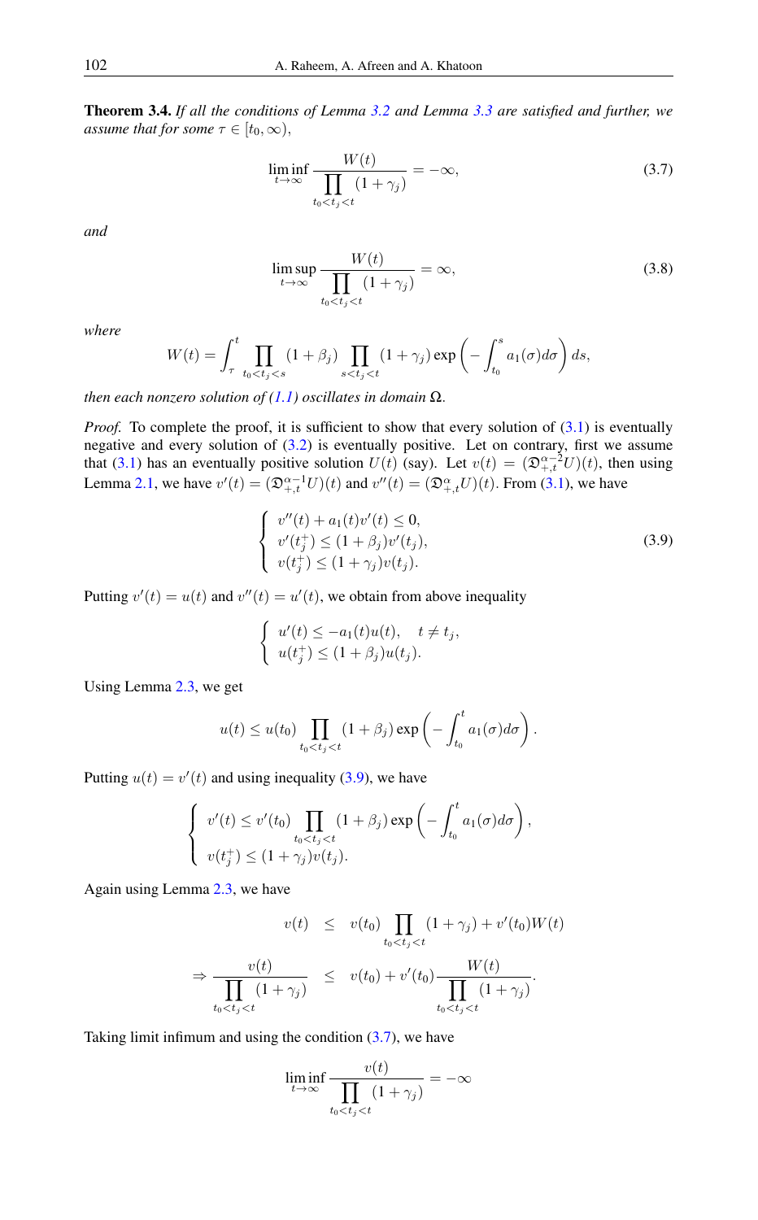**Theorem 3.4.** *If all the conditions of Lemma 3.2 and Lemma 3.3 are satisfied and further, we assume that for some $\tau \in [t_0, \infty)$,*

$$\liminf_{t\to\infty} \frac{W(t)}{\prod\limits_{t_0<t_j<t}(1+\gamma_j)} = -\infty, \tag{3.7}$$

*and*

$$\limsup_{t\to\infty} \frac{W(t)}{\prod\limits_{t_0<t_j<t}(1+\gamma_j)} = \infty, \tag{3.8}$$

*where*

$$W(t) = \int_\tau^t \prod_{t_0<t_j<s}(1+\beta_j) \prod_{s<t_j<t}(1+\gamma_j) \exp\left(-\int_{t_0}^s a_1(\sigma)d\sigma\right) ds,$$

*then each nonzero solution of (1.1) oscillates in domain $\Omega$.*

*Proof.* To complete the proof, it is sufficient to show that every solution of (3.1) is eventually negative and every solution of (3.2) is eventually positive. Let on contrary, first we assume that (3.1) has an eventually positive solution $U(t)$ (say). Let $v(t) = (\mathfrak{D}^{\alpha-2}_{+,t}U)(t)$, then using Lemma 2.1, we have $v'(t) = (\mathfrak{D}^{\alpha-1}_{+,t}U)(t)$ and $v''(t) = (\mathfrak{D}^{\alpha}_{+,t}U)(t)$. From (3.1), we have

$$\begin{cases} v''(t) + a_1(t)v'(t) \le 0, \\ v'(t_j^+) \le (1+\beta_j)v'(t_j), \\ v(t_j^+) \le (1+\gamma_j)v(t_j). \end{cases} \tag{3.9}$$

Putting $v'(t) = u(t)$ and $v''(t) = u'(t)$, we obtain from above inequality

$$\begin{cases} u'(t) \le -a_1(t)u(t), \quad t \ne t_j, \\ u(t_j^+) \le (1+\beta_j)u(t_j). \end{cases}$$

Using Lemma 2.3, we get

$$u(t) \le u(t_0) \prod_{t_0<t_j<t}(1+\beta_j) \exp\left(-\int_{t_0}^t a_1(\sigma)d\sigma\right).$$

Putting $u(t) = v'(t)$ and using inequality (3.9), we have

$$\begin{cases} v'(t) \le v'(t_0) \prod\limits_{t_0<t_j<t}(1+\beta_j) \exp\left(-\int_{t_0}^t a_1(\sigma)d\sigma\right), \\ v(t_j^+) \le (1+\gamma_j)v(t_j). \end{cases}$$

Again using Lemma 2.3, we have

$$\begin{aligned} v(t) &\le v(t_0) \prod_{t_0<t_j<t}(1+\gamma_j) + v'(t_0)W(t) \\ \Rightarrow \frac{v(t)}{\prod\limits_{t_0<t_j<t}(1+\gamma_j)} &\le v(t_0) + v'(t_0)\frac{W(t)}{\prod\limits_{t_0<t_j<t}(1+\gamma_j)}. \end{aligned}$$

Taking limit infimum and using the condition (3.7), we have

$$\liminf_{t\to\infty} \frac{v(t)}{\prod\limits_{t_0<t_j<t}(1+\gamma_j)} = -\infty$$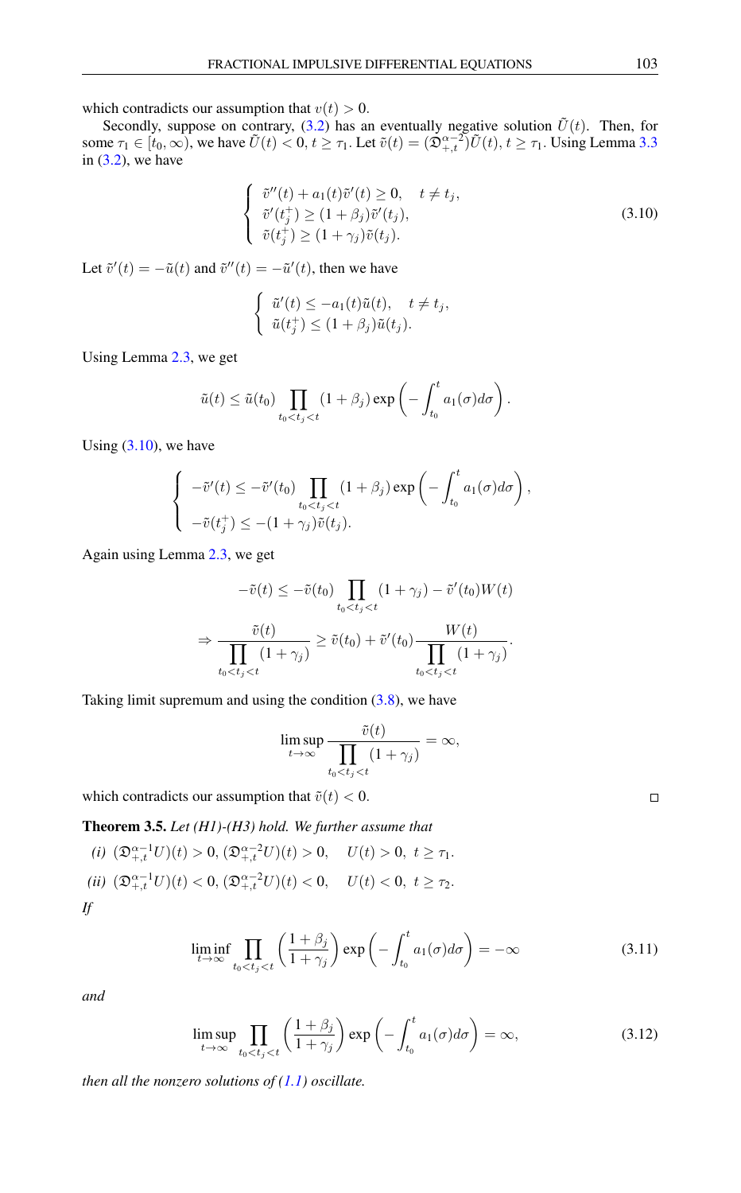which contradicts our assumption that $v(t) > 0$.

Secondly, suppose on contrary, (3.2) has an eventually negative solution $\tilde{U}(t)$. Then, for some $\tau_1 \in [t_0, \infty)$, we have $\tilde{U}(t) < 0$, $t \geq \tau_1$. Let $\tilde{v}(t) = (\mathfrak{D}^{\alpha-2}_{+,t})\tilde{U}(t)$, $t \geq \tau_1$. Using Lemma 3.3 in (3.2), we have

$$
\begin{cases}
\tilde{v}''(t) + a_1(t)\tilde{v}'(t) \geq 0, & t \neq t_j, \\
\tilde{v}'(t_j^+) \geq (1+\beta_j)\tilde{v}'(t_j), \\
\tilde{v}(t_j^+) \geq (1+\gamma_j)\tilde{v}(t_j).
\end{cases}
\tag{3.10}
$$

Let $\tilde{v}'(t) = -\tilde{u}(t)$ and $\tilde{v}''(t) = -\tilde{u}'(t)$, then we have

$$
\begin{cases}
\tilde{u}'(t) \leq -a_1(t)\tilde{u}(t), & t \neq t_j, \\
\tilde{u}(t_j^+) \leq (1+\beta_j)\tilde{u}(t_j).
\end{cases}
$$

Using Lemma 2.3, we get

$$
\tilde{u}(t) \leq \tilde{u}(t_0) \prod_{t_0 < t_j < t} (1+\beta_j) \exp\left(-\int_{t_0}^{t} a_1(\sigma)d\sigma\right).
$$

Using (3.10), we have

$$
\begin{cases}
-\tilde{v}'(t) \leq -\tilde{v}'(t_0) \displaystyle\prod_{t_0 < t_j < t} (1+\beta_j) \exp\left(-\int_{t_0}^{t} a_1(\sigma)d\sigma\right), \\
-\tilde{v}(t_j^+) \leq -(1+\gamma_j)\tilde{v}(t_j).
\end{cases}
$$

Again using Lemma 2.3, we get

$$
-\tilde{v}(t) \leq -\tilde{v}(t_0) \prod_{t_0 < t_j < t} (1+\gamma_j) - \tilde{v}'(t_0)W(t)
$$

$$
\Rightarrow \frac{\tilde{v}(t)}{\displaystyle\prod_{t_0 < t_j < t} (1+\gamma_j)} \geq \tilde{v}(t_0) + \tilde{v}'(t_0)\frac{W(t)}{\displaystyle\prod_{t_0 < t_j < t} (1+\gamma_j)}.
$$

Taking limit supremum and using the condition (3.8), we have

$$
\limsup_{t\to\infty} \frac{\tilde{v}(t)}{\displaystyle\prod_{t_0 < t_j < t} (1+\gamma_j)} = \infty,
$$

which contradicts our assumption that $\tilde{v}(t) < 0$. □

**Theorem 3.5.** *Let (H1)-(H3) hold. We further assume that*

*(i)* $(\mathfrak{D}^{\alpha-1}_{+,t}U)(t) > 0$, $(\mathfrak{D}^{\alpha-2}_{+,t}U)(t) > 0$, $\quad U(t) > 0$, $t \geq \tau_1$.

*(ii)* $(\mathfrak{D}^{\alpha-1}_{+,t}U)(t) < 0$, $(\mathfrak{D}^{\alpha-2}_{+,t}U)(t) < 0$, $\quad U(t) < 0$, $t \geq \tau_2$.

*If*

$$
\liminf_{t\to\infty} \prod_{t_0 < t_j < t} \left(\frac{1+\beta_j}{1+\gamma_j}\right) \exp\left(-\int_{t_0}^{t} a_1(\sigma)d\sigma\right) = -\infty
\tag{3.11}
$$

*and*

$$
\limsup_{t\to\infty} \prod_{t_0 < t_j < t} \left(\frac{1+\beta_j}{1+\gamma_j}\right) \exp\left(-\int_{t_0}^{t} a_1(\sigma)d\sigma\right) = \infty,
\tag{3.12}
$$

*then all the nonzero solutions of (1.1) oscillate.*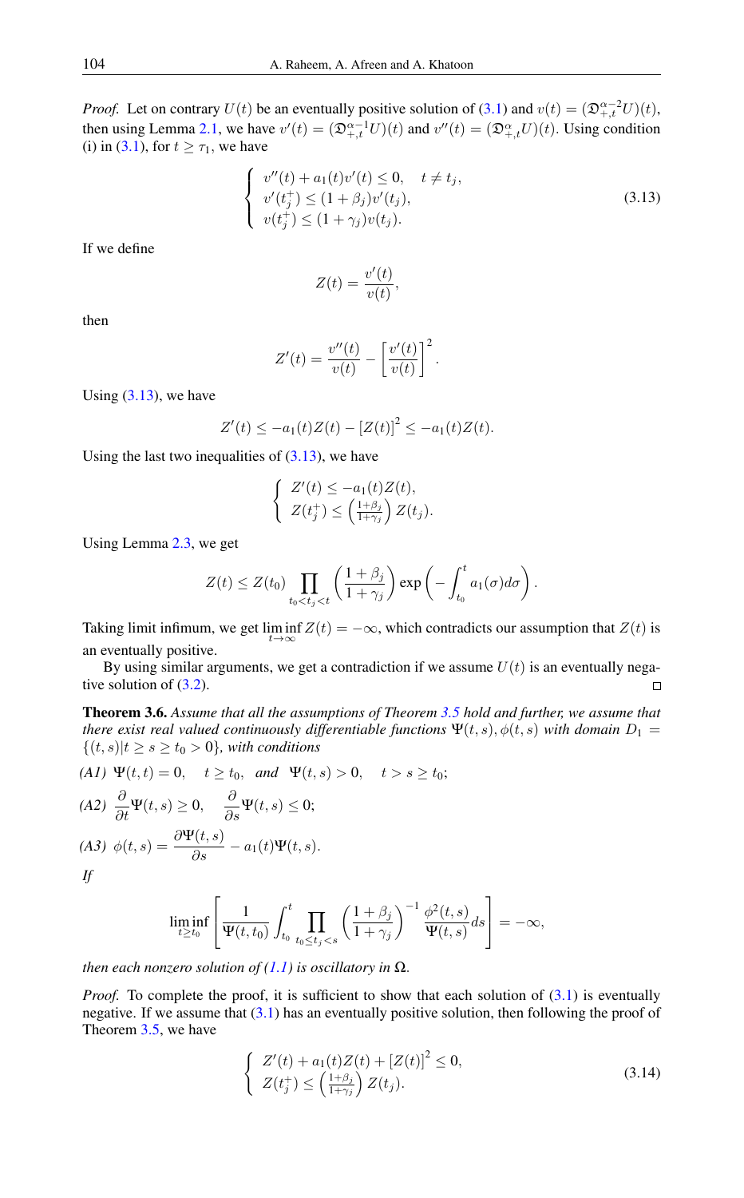*Proof.* Let on contrary $U(t)$ be an eventually positive solution of (3.1) and $v(t) = (\mathfrak{D}^{\alpha-2}_{+,t}U)(t)$, then using Lemma 2.1, we have $v'(t) = (\mathfrak{D}^{\alpha-1}_{+,t}U)(t)$ and $v''(t) = (\mathfrak{D}^{\alpha}_{+,t}U)(t)$. Using condition (i) in (3.1), for $t \geq \tau_1$, we have

$$\begin{cases} v''(t) + a_1(t)v'(t) \leq 0, \quad t \neq t_j, \\ v'(t_j^+) \leq (1+\beta_j)v'(t_j), \\ v(t_j^+) \leq (1+\gamma_j)v(t_j). \end{cases} \tag{3.13}$$

If we define

$$Z(t) = \frac{v'(t)}{v(t)},$$

then

$$Z'(t) = \frac{v''(t)}{v(t)} - \left[\frac{v'(t)}{v(t)}\right]^2.$$

Using (3.13), we have

$$Z'(t) \leq -a_1(t)Z(t) - [Z(t)]^2 \leq -a_1(t)Z(t).$$

Using the last two inequalities of (3.13), we have

$$\begin{cases} Z'(t) \leq -a_1(t)Z(t), \\ Z(t_j^+) \leq \left(\frac{1+\beta_j}{1+\gamma_j}\right) Z(t_j). \end{cases}$$

Using Lemma 2.3, we get

$$Z(t) \leq Z(t_0) \prod_{t_0 < t_j < t} \left(\frac{1+\beta_j}{1+\gamma_j}\right) \exp\left(-\int_{t_0}^{t} a_1(\sigma)d\sigma\right).$$

Taking limit infimum, we get $\liminf\limits_{t\to\infty} Z(t) = -\infty$, which contradicts our assumption that $Z(t)$ is an eventually positive.

By using similar arguments, we get a contradiction if we assume $U(t)$ is an eventually negative solution of (3.2). $\square$

**Theorem 3.6.** *Assume that all the assumptions of Theorem 3.5 hold and further, we assume that there exist real valued continuously differentiable functions $\Psi(t,s), \phi(t,s)$ with domain $D_1 = \{(t,s) | t \geq s \geq t_0 > 0\}$, with conditions*

*(A1)* $\Psi(t,t) = 0, \quad t \geq t_0,$ *and* $\Psi(t,s) > 0, \quad t > s \geq t_0;$

*(A2)* $\dfrac{\partial}{\partial t}\Psi(t,s) \geq 0, \quad \dfrac{\partial}{\partial s}\Psi(t,s) \leq 0;$

*(A3)* $\phi(t,s) = \dfrac{\partial \Psi(t,s)}{\partial s} - a_1(t)\Psi(t,s).$

*If*

$$\liminf_{t\geq t_0} \left[\frac{1}{\Psi(t,t_0)} \int_{t_0}^{t} \prod_{t_0 \leq t_j < s} \left(\frac{1+\beta_j}{1+\gamma_j}\right)^{-1} \frac{\phi^2(t,s)}{\Psi(t,s)} ds\right] = -\infty,$$

*then each nonzero solution of (1.1) is oscillatory in* $\Omega$.

*Proof.* To complete the proof, it is sufficient to show that each solution of (3.1) is eventually negative. If we assume that (3.1) has an eventually positive solution, then following the proof of Theorem 3.5, we have

$$\begin{cases} Z'(t) + a_1(t)Z(t) + [Z(t)]^2 \leq 0, \\ Z(t_j^+) \leq \left(\frac{1+\beta_j}{1+\gamma_j}\right) Z(t_j). \end{cases} \tag{3.14}$$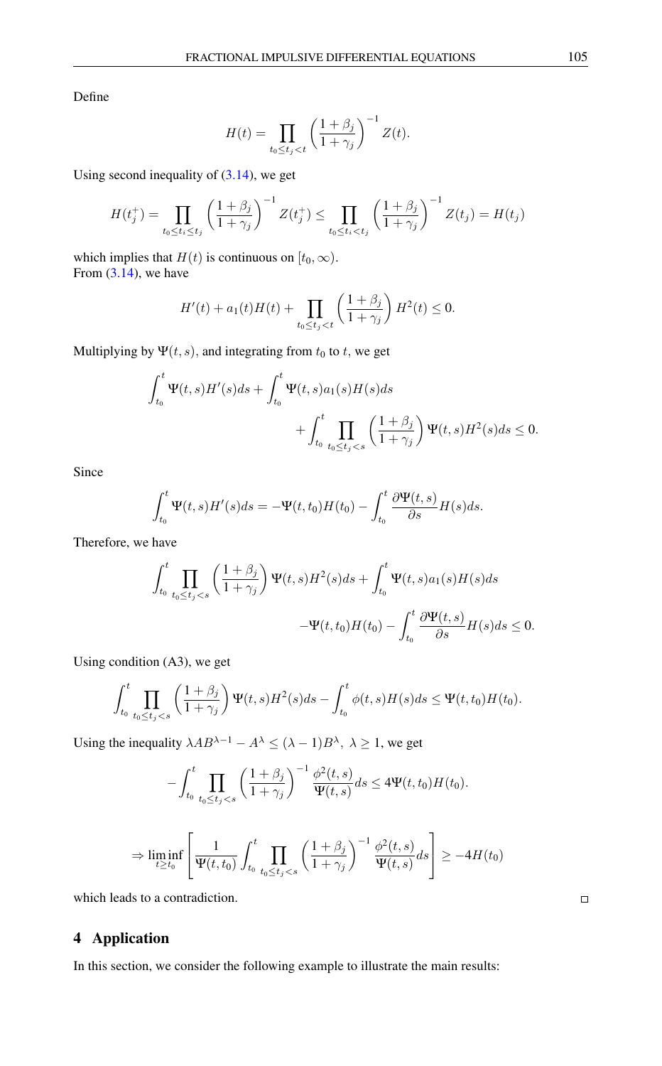Define

$$H(t) = \prod_{t_0 \le t_j < t} \left( \frac{1+\beta_j}{1+\gamma_j} \right)^{-1} Z(t).$$

Using second inequality of (3.14), we get

$$H(t_j^+) = \prod_{t_0 \le t_i \le t_j} \left( \frac{1+\beta_j}{1+\gamma_j} \right)^{-1} Z(t_j^+) \le \prod_{t_0 \le t_i < t_j} \left( \frac{1+\beta_j}{1+\gamma_j} \right)^{-1} Z(t_j) = H(t_j)$$

which implies that $H(t)$ is continuous on $[t_0, \infty)$.
From (3.14), we have

$$H'(t) + a_1(t)H(t) + \prod_{t_0 \le t_j < t} \left( \frac{1+\beta_j}{1+\gamma_j} \right) H^2(t) \le 0.$$

Multiplying by $\Psi(t,s)$, and integrating from $t_0$ to $t$, we get

$$\int_{t_0}^{t} \Psi(t,s)H'(s)ds + \int_{t_0}^{t} \Psi(t,s)a_1(s)H(s)ds + \int_{t_0}^{t} \prod_{t_0 \le t_j < s} \left( \frac{1+\beta_j}{1+\gamma_j} \right) \Psi(t,s)H^2(s)ds \le 0.$$

Since

$$\int_{t_0}^{t} \Psi(t,s)H'(s)ds = -\Psi(t,t_0)H(t_0) - \int_{t_0}^{t} \frac{\partial \Psi(t,s)}{\partial s} H(s)ds.$$

Therefore, we have

$$\int_{t_0}^{t} \prod_{t_0 \le t_j < s} \left( \frac{1+\beta_j}{1+\gamma_j} \right) \Psi(t,s)H^2(s)ds + \int_{t_0}^{t} \Psi(t,s)a_1(s)H(s)ds - \Psi(t,t_0)H(t_0) - \int_{t_0}^{t} \frac{\partial \Psi(t,s)}{\partial s} H(s)ds \le 0.$$

Using condition (A3), we get

$$\int_{t_0}^{t} \prod_{t_0 \le t_j < s} \left( \frac{1+\beta_j}{1+\gamma_j} \right) \Psi(t,s)H^2(s)ds - \int_{t_0}^{t} \phi(t,s)H(s)ds \le \Psi(t,t_0)H(t_0).$$

Using the inequality $\lambda A B^{\lambda-1} - A^{\lambda} \le (\lambda-1)B^{\lambda},\ \lambda \ge 1$, we get

$$-\int_{t_0}^{t} \prod_{t_0 \le t_j < s} \left( \frac{1+\beta_j}{1+\gamma_j} \right)^{-1} \frac{\phi^2(t,s)}{\Psi(t,s)} ds \le 4\Psi(t,t_0)H(t_0).$$

$$\Rightarrow \liminf_{t \ge t_0} \left[ \frac{1}{\Psi(t,t_0)} \int_{t_0}^{t} \prod_{t_0 \le t_j < s} \left( \frac{1+\beta_j}{1+\gamma_j} \right)^{-1} \frac{\phi^2(t,s)}{\Psi(t,s)} ds \right] \ge -4H(t_0)$$

which leads to a contradiction. □

## 4 Application

In this section, we consider the following example to illustrate the main results: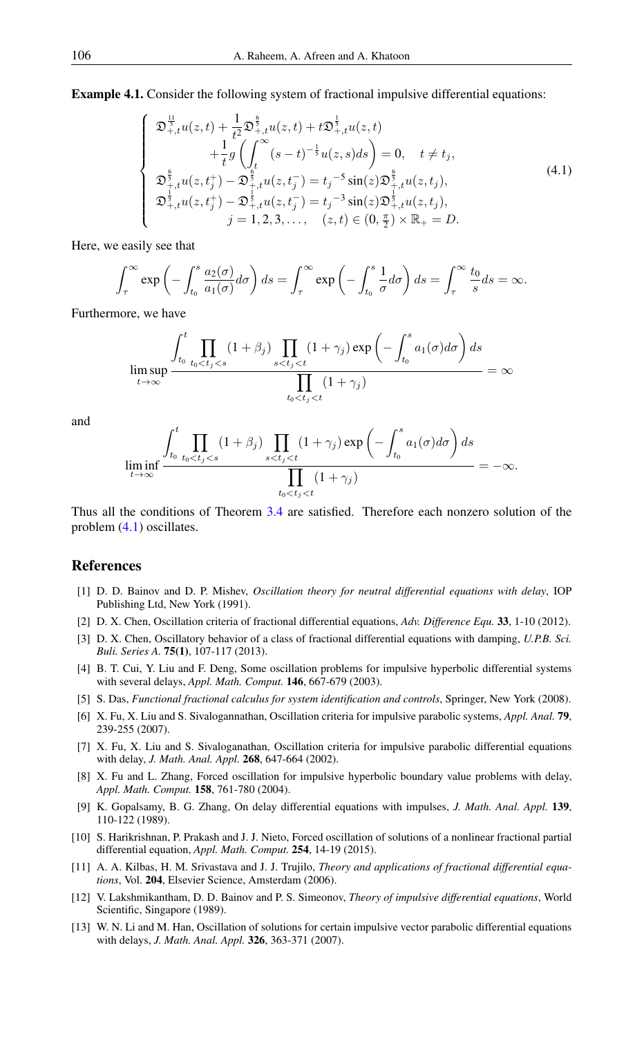**Example 4.1.** Consider the following system of fractional impulsive differential equations:

$$
\begin{cases}
\mathfrak{D}_{+,t}^{\frac{11}{3}} u(z,t) + \dfrac{1}{t^2}\mathfrak{D}_{+,t}^{\frac{6}{3}} u(z,t) + t\mathfrak{D}_{+,t}^{\frac{1}{3}} u(z,t) \\
\qquad\qquad + \dfrac{1}{t} g\left(\displaystyle\int_t^{\infty} (s-t)^{-\frac{1}{3}} u(z,s) ds\right) = 0, \quad t \neq t_j, \\
\mathfrak{D}_{+,t}^{\frac{6}{3}} u(z,t_j^{+}) - \mathfrak{D}_{+,t}^{\frac{6}{3}} u(z,t_j^{-}) = {t_j}^{-5} \sin(z) \mathfrak{D}_{+,t}^{\frac{6}{3}} u(z,t_j), \\
\mathfrak{D}_{+,t}^{\frac{1}{3}} u(z,t_j^{+}) - \mathfrak{D}_{+,t}^{\frac{1}{3}} u(z,t_j^{-}) = {t_j}^{-3} \sin(z) \mathfrak{D}_{+,t}^{\frac{1}{3}} u(z,t_j), \\
\qquad\qquad j = 1,2,3,\ldots, \quad (z,t) \in (0,\frac{\pi}{2}) \times \mathbb{R}_{+} = D.
\end{cases}
\tag{4.1}
$$

Here, we easily see that

$$
\int_{\tau}^{\infty} \exp\left(-\int_{t_0}^{s} \frac{a_2(\sigma)}{a_1(\sigma)} d\sigma\right) ds = \int_{\tau}^{\infty} \exp\left(-\int_{t_0}^{s} \frac{1}{\sigma} d\sigma\right) ds = \int_{\tau}^{\infty} \frac{t_0}{s} ds = \infty.
$$

Furthermore, we have

$$
\limsup_{t\to\infty} \frac{\displaystyle\int_{t_0}^{t} \prod_{t_0<t_j<s} (1+\beta_j) \prod_{s<t_j<t} (1+\gamma_j) \exp\left(-\int_{t_0}^{s} a_1(\sigma) d\sigma\right) ds}{\displaystyle\prod_{t_0<t_j<t} (1+\gamma_j)} = \infty
$$

and

$$
\liminf_{t\to\infty} \frac{\displaystyle\int_{t_0}^{t} \prod_{t_0<t_j<s} (1+\beta_j) \prod_{s<t_j<t} (1+\gamma_j) \exp\left(-\int_{t_0}^{s} a_1(\sigma) d\sigma\right) ds}{\displaystyle\prod_{t_0<t_j<t} (1+\gamma_j)} = -\infty.
$$

Thus all the conditions of Theorem 3.4 are satisfied. Therefore each nonzero solution of the problem (4.1) oscillates.

## References

[1] D. D. Bainov and D. P. Mishev, *Oscillation theory for neutral differential equations with delay*, IOP Publishing Ltd, New York (1991).

[2] D. X. Chen, Oscillation criteria of fractional differential equations, *Adv. Difference Equ.* **33**, 1-10 (2012).

[3] D. X. Chen, Oscillatory behavior of a class of fractional differential equations with damping, *U.P.B. Sci. Buli. Series A.* **75(1)**, 107-117 (2013).

[4] B. T. Cui, Y. Liu and F. Deng, Some oscillation problems for impulsive hyperbolic differential systems with several delays, *Appl. Math. Comput.* **146**, 667-679 (2003).

[5] S. Das, *Functional fractional calculus for system identification and controls*, Springer, New York (2008).

[6] X. Fu, X. Liu and S. Sivalogannathan, Oscillation criteria for impulsive parabolic systems, *Appl. Anal.* **79**, 239-255 (2007).

[7] X. Fu, X. Liu and S. Sivaloganathan, Oscillation criteria for impulsive parabolic differential equations with delay, *J. Math. Anal. Appl.* **268**, 647-664 (2002).

[8] X. Fu and L. Zhang, Forced oscillation for impulsive hyperbolic boundary value problems with delay, *Appl. Math. Comput.* **158**, 761-780 (2004).

[9] K. Gopalsamy, B. G. Zhang, On delay differential equations with impulses, *J. Math. Anal. Appl.* **139**, 110-122 (1989).

[10] S. Harikrishnan, P. Prakash and J. J. Nieto, Forced oscillation of solutions of a nonlinear fractional partial differential equation, *Appl. Math. Comput.* **254**, 14-19 (2015).

[11] A. A. Kilbas, H. M. Srivastava and J. J. Trujilo, *Theory and applications of fractional differential equations*, Vol. **204**, Elsevier Science, Amsterdam (2006).

[12] V. Lakshmikantham, D. D. Bainov and P. S. Simeonov, *Theory of impulsive differential equations*, World Scientific, Singapore (1989).

[13] W. N. Li and M. Han, Oscillation of solutions for certain impulsive vector parabolic differential equations with delays, *J. Math. Anal. Appl.* **326**, 363-371 (2007).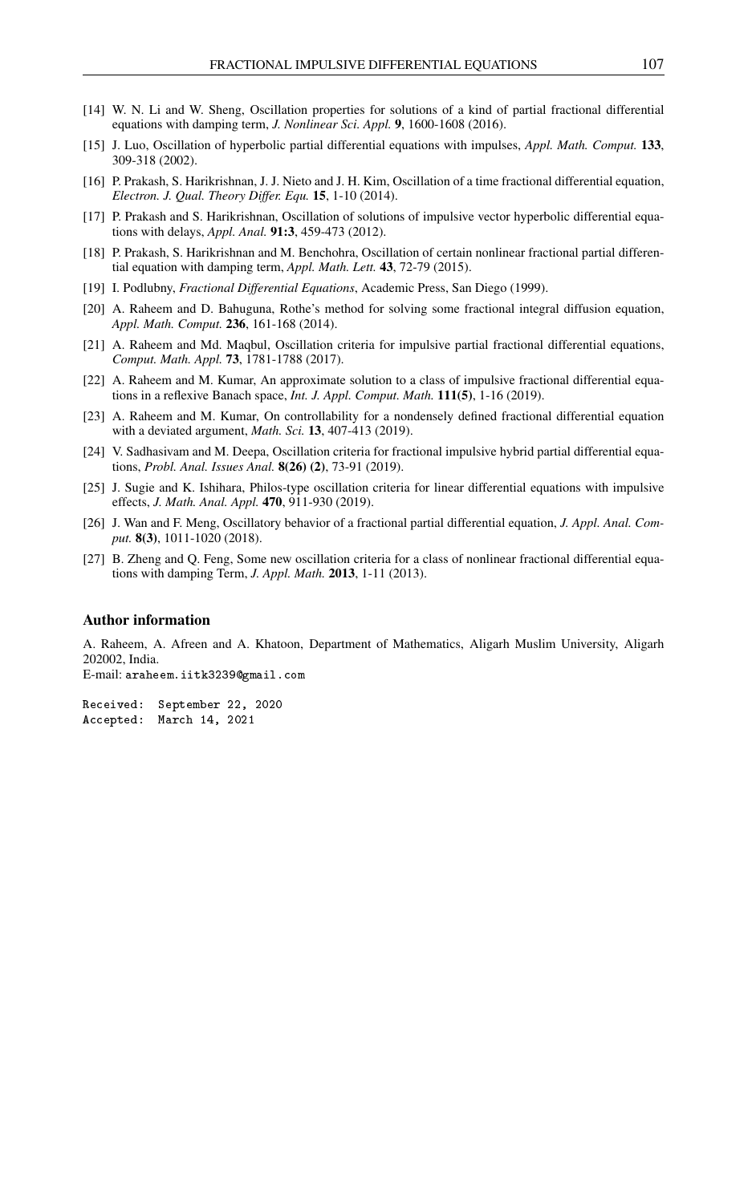[14] W. N. Li and W. Sheng, Oscillation properties for solutions of a kind of partial fractional differential equations with damping term, *J. Nonlinear Sci. Appl.* **9**, 1600-1608 (2016).

[15] J. Luo, Oscillation of hyperbolic partial differential equations with impulses, *Appl. Math. Comput.* **133**, 309-318 (2002).

[16] P. Prakash, S. Harikrishnan, J. J. Nieto and J. H. Kim, Oscillation of a time fractional differential equation, *Electron. J. Qual. Theory Differ. Equ.* **15**, 1-10 (2014).

[17] P. Prakash and S. Harikrishnan, Oscillation of solutions of impulsive vector hyperbolic differential equations with delays, *Appl. Anal.* **91:3**, 459-473 (2012).

[18] P. Prakash, S. Harikrishnan and M. Benchohra, Oscillation of certain nonlinear fractional partial differential equation with damping term, *Appl. Math. Lett.* **43**, 72-79 (2015).

[19] I. Podlubny, *Fractional Differential Equations*, Academic Press, San Diego (1999).

[20] A. Raheem and D. Bahuguna, Rothe's method for solving some fractional integral diffusion equation, *Appl. Math. Comput.* **236**, 161-168 (2014).

[21] A. Raheem and Md. Maqbul, Oscillation criteria for impulsive partial fractional differential equations, *Comput. Math. Appl.* **73**, 1781-1788 (2017).

[22] A. Raheem and M. Kumar, An approximate solution to a class of impulsive fractional differential equations in a reflexive Banach space, *Int. J. Appl. Comput. Math.* **111(5)**, 1-16 (2019).

[23] A. Raheem and M. Kumar, On controllability for a nondensely defined fractional differential equation with a deviated argument, *Math. Sci.* **13**, 407-413 (2019).

[24] V. Sadhasivam and M. Deepa, Oscillation criteria for fractional impulsive hybrid partial differential equations, *Probl. Anal. Issues Anal.* **8(26) (2)**, 73-91 (2019).

[25] J. Sugie and K. Ishihara, Philos-type oscillation criteria for linear differential equations with impulsive effects, *J. Math. Anal. Appl.* **470**, 911-930 (2019).

[26] J. Wan and F. Meng, Oscillatory behavior of a fractional partial differential equation, *J. Appl. Anal. Comput.* **8(3)**, 1011-1020 (2018).

[27] B. Zheng and Q. Feng, Some new oscillation criteria for a class of nonlinear fractional differential equations with damping Term, *J. Appl. Math.* **2013**, 1-11 (2013).

## Author information

A. Raheem, A. Afreen and A. Khatoon, Department of Mathematics, Aligarh Muslim University, Aligarh 202002, India.
E-mail: araheem.iitk3239@gmail.com

Received: September 22, 2020
Accepted: March 14, 2021